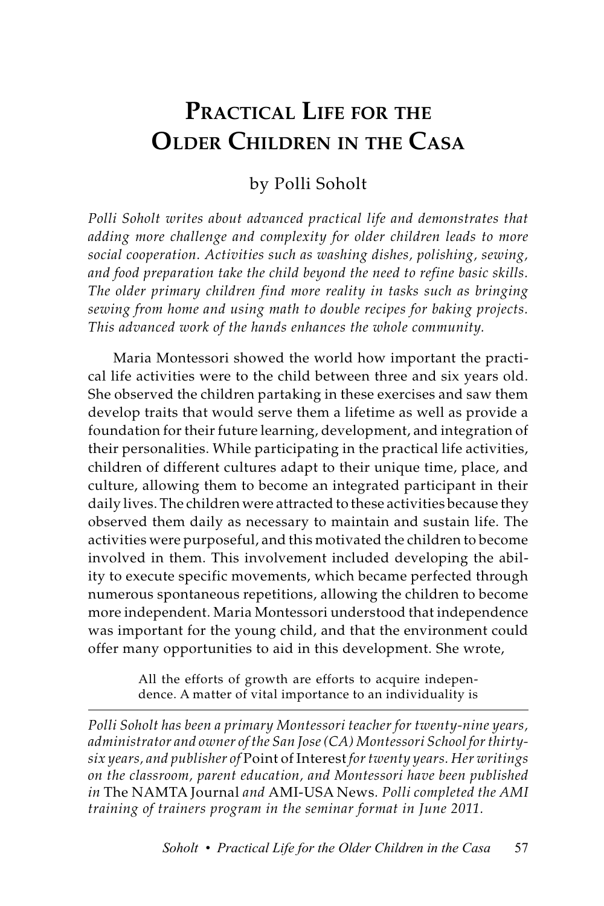# Practical Life for the Older Children in the Casa

by Polli Soholt

*Polli Soholt writes about advanced practical life and demonstrates that adding more challenge and complexity for older children leads to more social cooperation. Activities such as washing dishes, polishing, sewing, and food preparation take the child beyond the need to refine basic skills. The older primary children find more reality in tasks such as bringing sewing from home and using math to double recipes for baking projects. This advanced work of the hands enhances the whole community.*

Maria Montessori showed the world how important the practical life activities were to the child between three and six years old. She observed the children partaking in these exercises and saw them develop traits that would serve them a lifetime as well as provide a foundation for their future learning, development, and integration of their personalities. While participating in the practical life activities, children of different cultures adapt to their unique time, place, and culture, allowing them to become an integrated participant in their daily lives. The children were attracted to these activities because they observed them daily as necessary to maintain and sustain life. The activities were purposeful, and this motivated the children to become involved in them. This involvement included developing the ability to execute specific movements, which became perfected through numerous spontaneous repetitions, allowing the children to become more independent. Maria Montessori understood that independence was important for the young child, and that the environment could offer many opportunities to aid in this development. She wrote,

> All the efforts of growth are efforts to acquire independence. A matter of vital importance to an individuality is

---

*Polli Soholt has been a primary Montessori teacher for twenty-nine years, administrator and owner of the San Jose (CA) Montessori School for thirty-six years, and publisher of* Point of Interest *for twenty years. Her writings on the classroom, parent education, and Montessori have been published in* The NAMTA Journal *and* AMI-USA News*. Polli completed the AMI training of trainers program in the seminar format in June 2011.*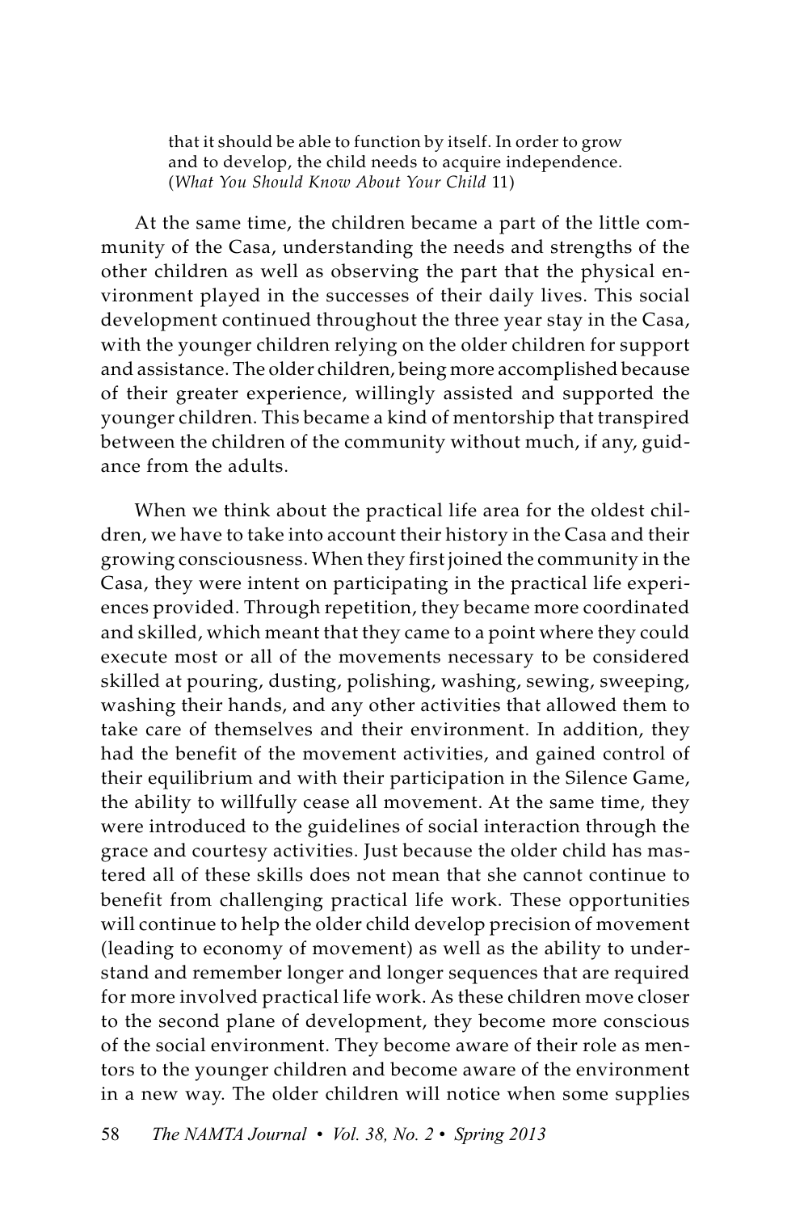> that it should be able to function by itself. In order to grow and to develop, the child needs to acquire independence. (*What You Should Know About Your Child* 11)

At the same time, the children became a part of the little community of the Casa, understanding the needs and strengths of the other children as well as observing the part that the physical environment played in the successes of their daily lives. This social development continued throughout the three year stay in the Casa, with the younger children relying on the older children for support and assistance. The older children, being more accomplished because of their greater experience, willingly assisted and supported the younger children. This became a kind of mentorship that transpired between the children of the community without much, if any, guidance from the adults.

When we think about the practical life area for the oldest children, we have to take into account their history in the Casa and their growing consciousness. When they first joined the community in the Casa, they were intent on participating in the practical life experiences provided. Through repetition, they became more coordinated and skilled, which meant that they came to a point where they could execute most or all of the movements necessary to be considered skilled at pouring, dusting, polishing, washing, sewing, sweeping, washing their hands, and any other activities that allowed them to take care of themselves and their environment. In addition, they had the benefit of the movement activities, and gained control of their equilibrium and with their participation in the Silence Game, the ability to willfully cease all movement. At the same time, they were introduced to the guidelines of social interaction through the grace and courtesy activities. Just because the older child has mastered all of these skills does not mean that she cannot continue to benefit from challenging practical life work. These opportunities will continue to help the older child develop precision of movement (leading to economy of movement) as well as the ability to understand and remember longer and longer sequences that are required for more involved practical life work. As these children move closer to the second plane of development, they become more conscious of the social environment. They become aware of their role as mentors to the younger children and become aware of the environment in a new way. The older children will notice when some supplies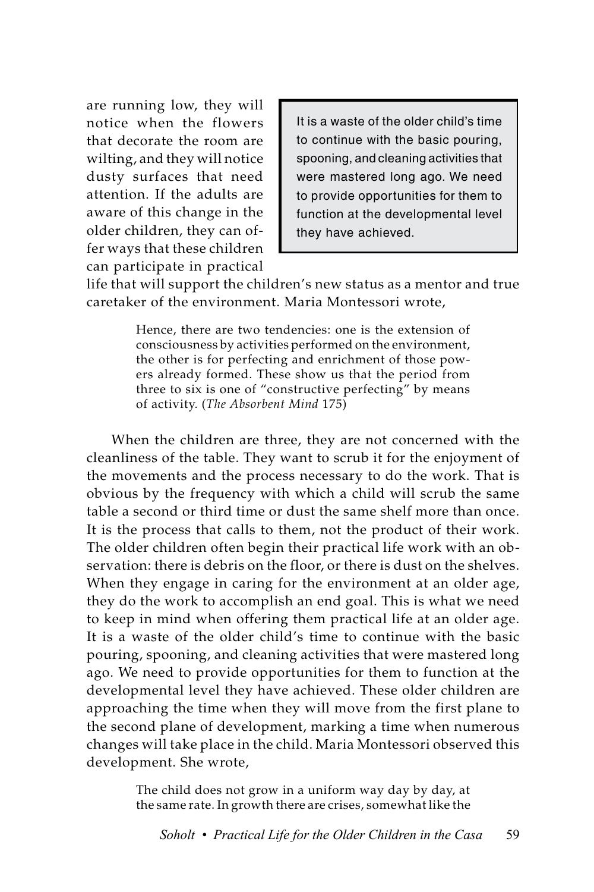are running low, they will notice when the flowers that decorate the room are wilting, and they will notice dusty surfaces that need attention. If the adults are aware of this change in the older children, they can offer ways that these children can participate in practical life that will support the children's new status as a mentor and true caretaker of the environment. Maria Montessori wrote,

> It is a waste of the older child's time to continue with the basic pouring, spooning, and cleaning activities that were mastered long ago. We need to provide opportunities for them to function at the developmental level they have achieved.

> Hence, there are two tendencies: one is the extension of consciousness by activities performed on the environment, the other is for perfecting and enrichment of those powers already formed. These show us that the period from three to six is one of "constructive perfecting" by means of activity. (*The Absorbent Mind* 175)

When the children are three, they are not concerned with the cleanliness of the table. They want to scrub it for the enjoyment of the movements and the process necessary to do the work. That is obvious by the frequency with which a child will scrub the same table a second or third time or dust the same shelf more than once. It is the process that calls to them, not the product of their work. The older children often begin their practical life work with an observation: there is debris on the floor, or there is dust on the shelves. When they engage in caring for the environment at an older age, they do the work to accomplish an end goal. This is what we need to keep in mind when offering them practical life at an older age. It is a waste of the older child's time to continue with the basic pouring, spooning, and cleaning activities that were mastered long ago. We need to provide opportunities for them to function at the developmental level they have achieved. These older children are approaching the time when they will move from the first plane to the second plane of development, marking a time when numerous changes will take place in the child. Maria Montessori observed this development. She wrote,

> The child does not grow in a uniform way day by day, at the same rate. In growth there are crises, somewhat like the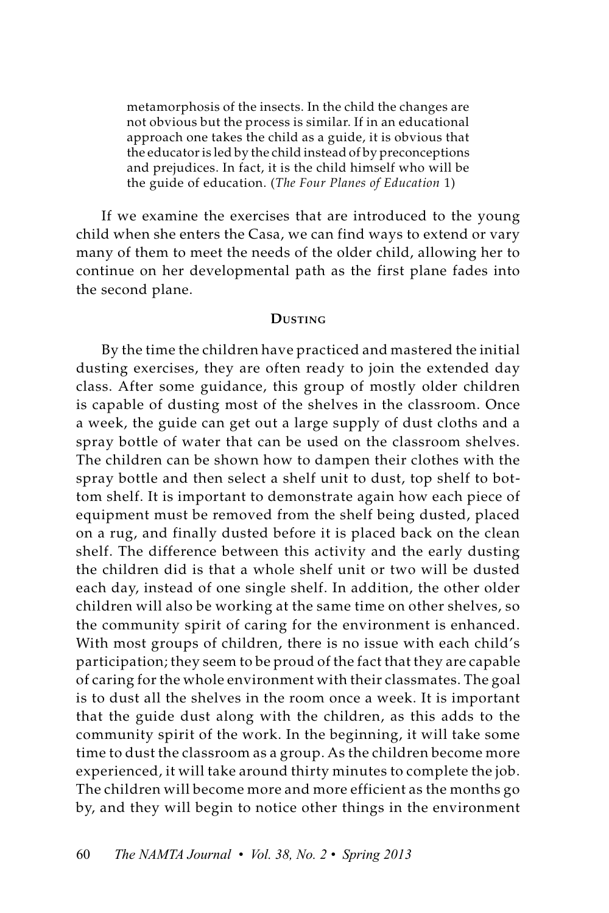> metamorphosis of the insects. In the child the changes are not obvious but the process is similar. If in an educational approach one takes the child as a guide, it is obvious that the educator is led by the child instead of by preconceptions and prejudices. In fact, it is the child himself who will be the guide of education. (*The Four Planes of Education* 1)

If we examine the exercises that are introduced to the young child when she enters the Casa, we can find ways to extend or vary many of them to meet the needs of the older child, allowing her to continue on her developmental path as the first plane fades into the second plane.

## Dusting

By the time the children have practiced and mastered the initial dusting exercises, they are often ready to join the extended day class. After some guidance, this group of mostly older children is capable of dusting most of the shelves in the classroom. Once a week, the guide can get out a large supply of dust cloths and a spray bottle of water that can be used on the classroom shelves. The children can be shown how to dampen their clothes with the spray bottle and then select a shelf unit to dust, top shelf to bottom shelf. It is important to demonstrate again how each piece of equipment must be removed from the shelf being dusted, placed on a rug, and finally dusted before it is placed back on the clean shelf. The difference between this activity and the early dusting the children did is that a whole shelf unit or two will be dusted each day, instead of one single shelf. In addition, the other older children will also be working at the same time on other shelves, so the community spirit of caring for the environment is enhanced. With most groups of children, there is no issue with each child's participation; they seem to be proud of the fact that they are capable of caring for the whole environment with their classmates. The goal is to dust all the shelves in the room once a week. It is important that the guide dust along with the children, as this adds to the community spirit of the work. In the beginning, it will take some time to dust the classroom as a group. As the children become more experienced, it will take around thirty minutes to complete the job. The children will become more and more efficient as the months go by, and they will begin to notice other things in the environment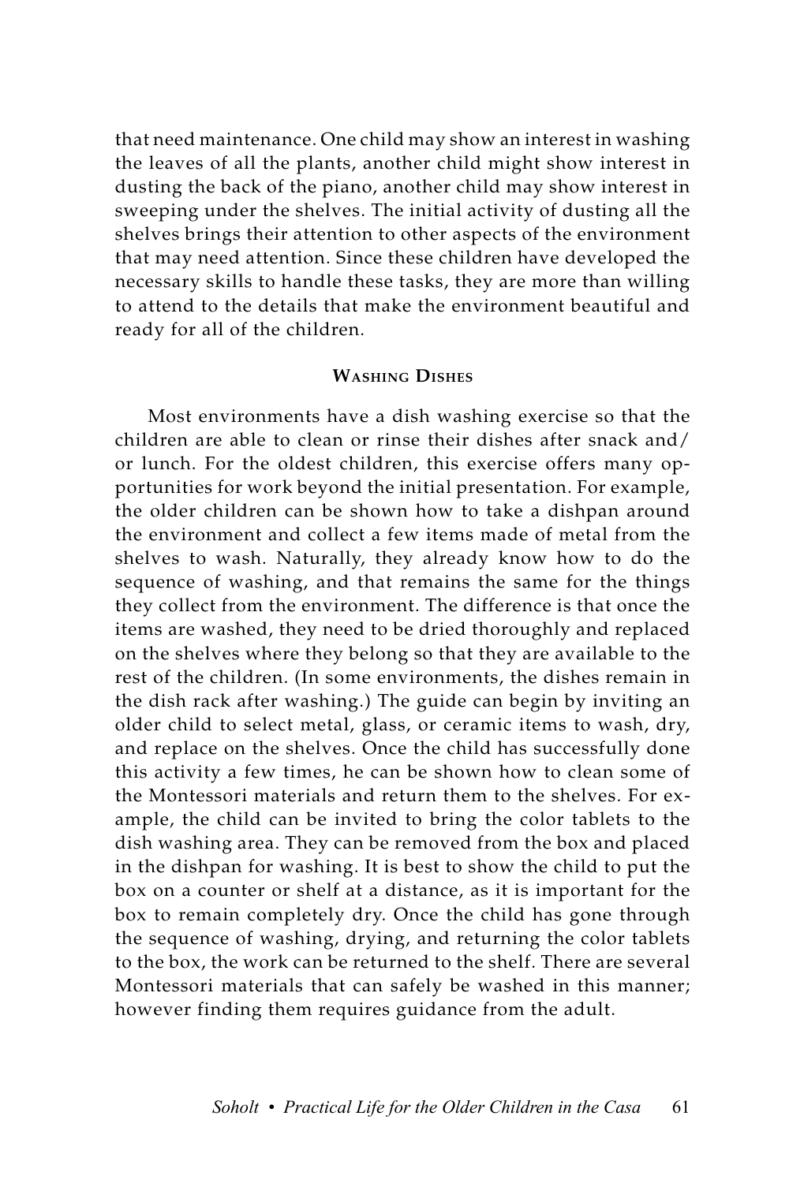that need maintenance. One child may show an interest in washing the leaves of all the plants, another child might show interest in dusting the back of the piano, another child may show interest in sweeping under the shelves. The initial activity of dusting all the shelves brings their attention to other aspects of the environment that may need attention. Since these children have developed the necessary skills to handle these tasks, they are more than willing to attend to the details that make the environment beautiful and ready for all of the children.

### Washing Dishes

Most environments have a dish washing exercise so that the children are able to clean or rinse their dishes after snack and/or lunch. For the oldest children, this exercise offers many opportunities for work beyond the initial presentation. For example, the older children can be shown how to take a dishpan around the environment and collect a few items made of metal from the shelves to wash. Naturally, they already know how to do the sequence of washing, and that remains the same for the things they collect from the environment. The difference is that once the items are washed, they need to be dried thoroughly and replaced on the shelves where they belong so that they are available to the rest of the children. (In some environments, the dishes remain in the dish rack after washing.) The guide can begin by inviting an older child to select metal, glass, or ceramic items to wash, dry, and replace on the shelves. Once the child has successfully done this activity a few times, he can be shown how to clean some of the Montessori materials and return them to the shelves. For example, the child can be invited to bring the color tablets to the dish washing area. They can be removed from the box and placed in the dishpan for washing. It is best to show the child to put the box on a counter or shelf at a distance, as it is important for the box to remain completely dry. Once the child has gone through the sequence of washing, drying, and returning the color tablets to the box, the work can be returned to the shelf. There are several Montessori materials that can safely be washed in this manner; however finding them requires guidance from the adult.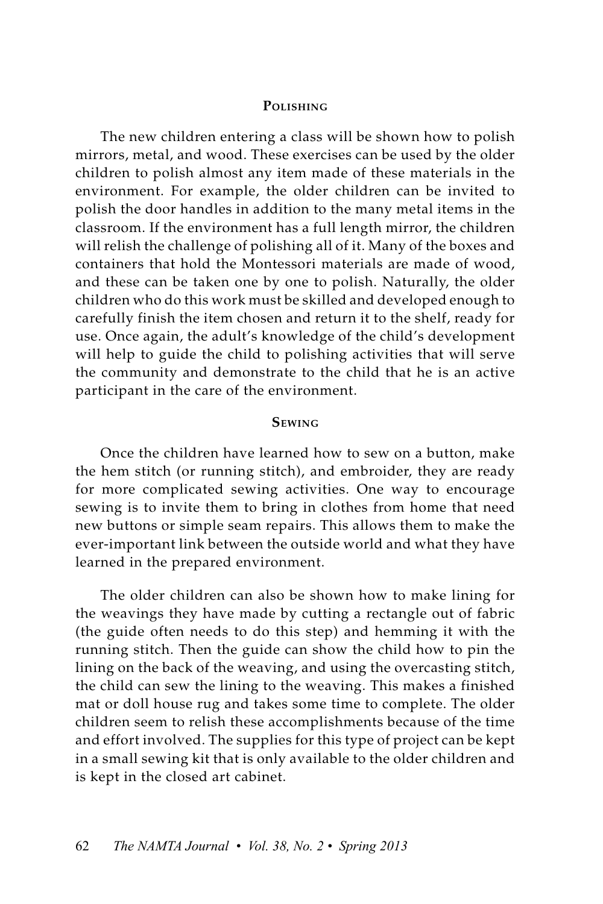### Polishing

The new children entering a class will be shown how to polish mirrors, metal, and wood. These exercises can be used by the older children to polish almost any item made of these materials in the environment. For example, the older children can be invited to polish the door handles in addition to the many metal items in the classroom. If the environment has a full length mirror, the children will relish the challenge of polishing all of it. Many of the boxes and containers that hold the Montessori materials are made of wood, and these can be taken one by one to polish. Naturally, the older children who do this work must be skilled and developed enough to carefully finish the item chosen and return it to the shelf, ready for use. Once again, the adult's knowledge of the child's development will help to guide the child to polishing activities that will serve the community and demonstrate to the child that he is an active participant in the care of the environment.

### Sewing

Once the children have learned how to sew on a button, make the hem stitch (or running stitch), and embroider, they are ready for more complicated sewing activities. One way to encourage sewing is to invite them to bring in clothes from home that need new buttons or simple seam repairs. This allows them to make the ever-important link between the outside world and what they have learned in the prepared environment.

The older children can also be shown how to make lining for the weavings they have made by cutting a rectangle out of fabric (the guide often needs to do this step) and hemming it with the running stitch. Then the guide can show the child how to pin the lining on the back of the weaving, and using the overcasting stitch, the child can sew the lining to the weaving. This makes a finished mat or doll house rug and takes some time to complete. The older children seem to relish these accomplishments because of the time and effort involved. The supplies for this type of project can be kept in a small sewing kit that is only available to the older children and is kept in the closed art cabinet.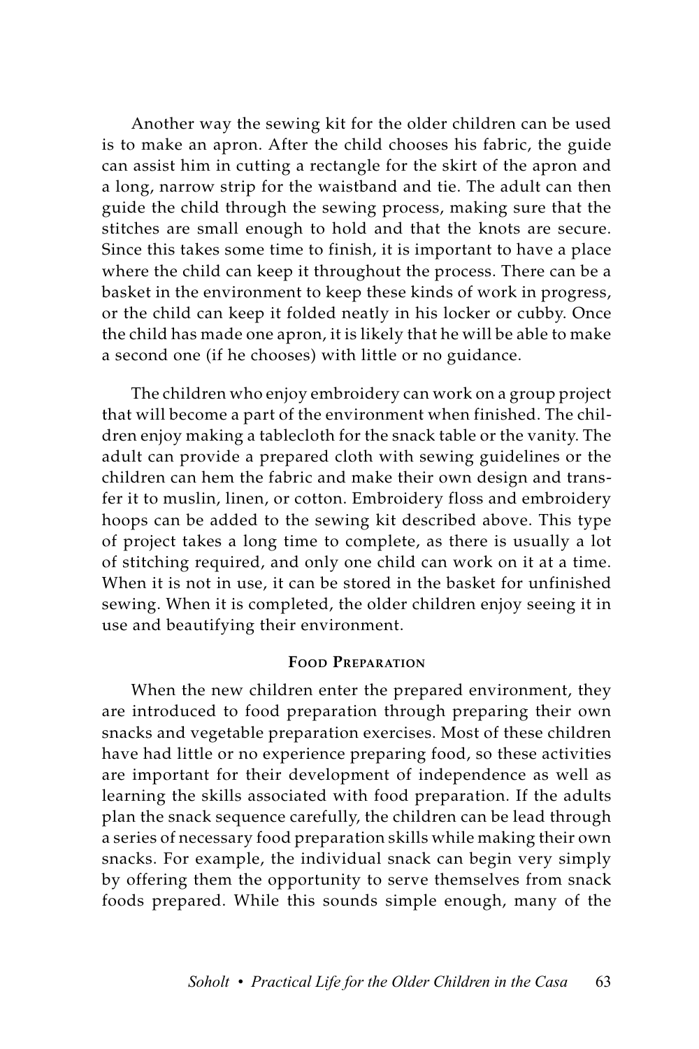Another way the sewing kit for the older children can be used is to make an apron. After the child chooses his fabric, the guide can assist him in cutting a rectangle for the skirt of the apron and a long, narrow strip for the waistband and tie. The adult can then guide the child through the sewing process, making sure that the stitches are small enough to hold and that the knots are secure. Since this takes some time to finish, it is important to have a place where the child can keep it throughout the process. There can be a basket in the environment to keep these kinds of work in progress, or the child can keep it folded neatly in his locker or cubby. Once the child has made one apron, it is likely that he will be able to make a second one (if he chooses) with little or no guidance.

The children who enjoy embroidery can work on a group project that will become a part of the environment when finished. The children enjoy making a tablecloth for the snack table or the vanity. The adult can provide a prepared cloth with sewing guidelines or the children can hem the fabric and make their own design and transfer it to muslin, linen, or cotton. Embroidery floss and embroidery hoops can be added to the sewing kit described above. This type of project takes a long time to complete, as there is usually a lot of stitching required, and only one child can work on it at a time. When it is not in use, it can be stored in the basket for unfinished sewing. When it is completed, the older children enjoy seeing it in use and beautifying their environment.

### Food Preparation

When the new children enter the prepared environment, they are introduced to food preparation through preparing their own snacks and vegetable preparation exercises. Most of these children have had little or no experience preparing food, so these activities are important for their development of independence as well as learning the skills associated with food preparation. If the adults plan the snack sequence carefully, the children can be lead through a series of necessary food preparation skills while making their own snacks. For example, the individual snack can begin very simply by offering them the opportunity to serve themselves from snack foods prepared. While this sounds simple enough, many of the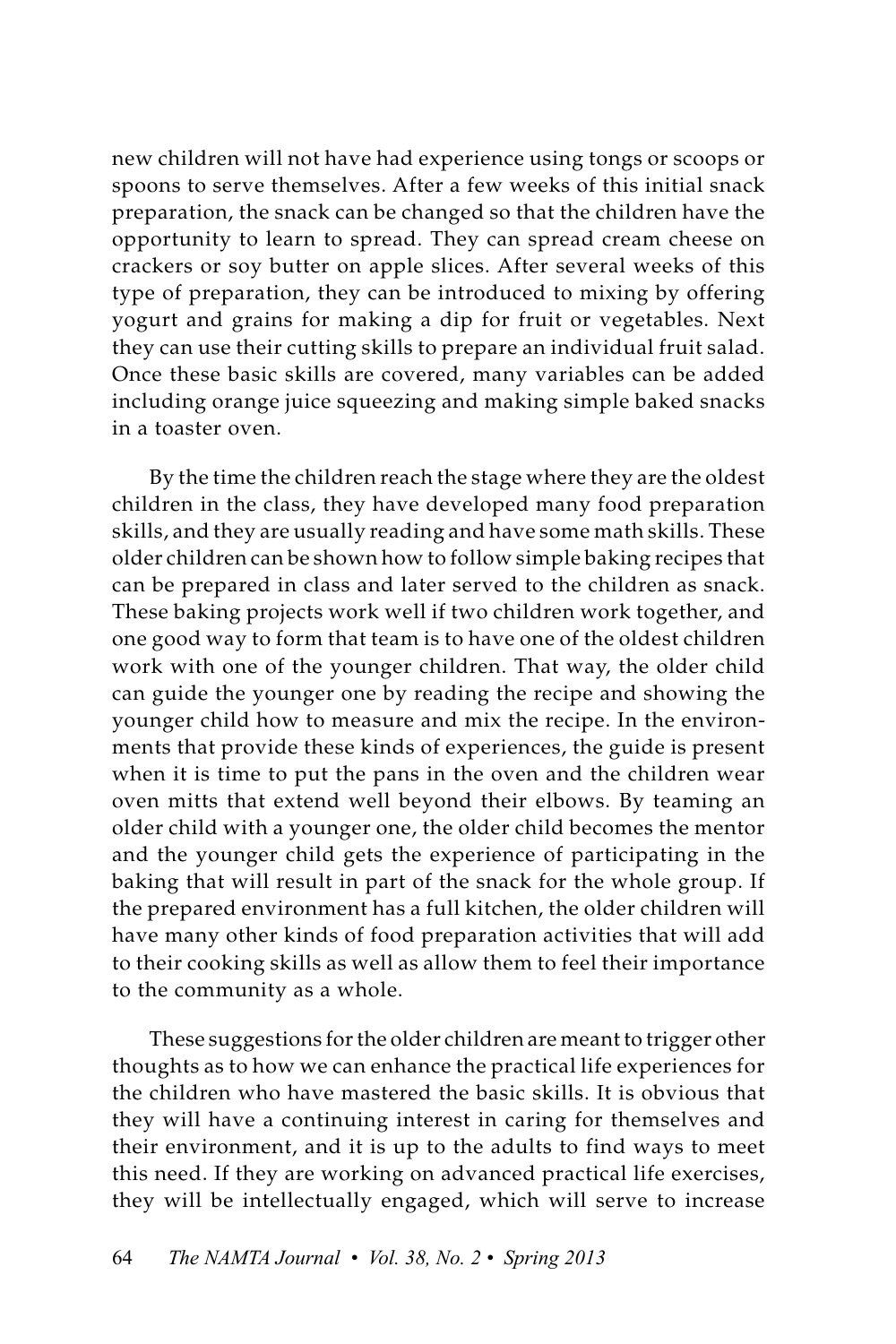new children will not have had experience using tongs or scoops or spoons to serve themselves. After a few weeks of this initial snack preparation, the snack can be changed so that the children have the opportunity to learn to spread. They can spread cream cheese on crackers or soy butter on apple slices. After several weeks of this type of preparation, they can be introduced to mixing by offering yogurt and grains for making a dip for fruit or vegetables. Next they can use their cutting skills to prepare an individual fruit salad. Once these basic skills are covered, many variables can be added including orange juice squeezing and making simple baked snacks in a toaster oven.

By the time the children reach the stage where they are the oldest children in the class, they have developed many food preparation skills, and they are usually reading and have some math skills. These older children can be shown how to follow simple baking recipes that can be prepared in class and later served to the children as snack. These baking projects work well if two children work together, and one good way to form that team is to have one of the oldest children work with one of the younger children. That way, the older child can guide the younger one by reading the recipe and showing the younger child how to measure and mix the recipe. In the environments that provide these kinds of experiences, the guide is present when it is time to put the pans in the oven and the children wear oven mitts that extend well beyond their elbows. By teaming an older child with a younger one, the older child becomes the mentor and the younger child gets the experience of participating in the baking that will result in part of the snack for the whole group. If the prepared environment has a full kitchen, the older children will have many other kinds of food preparation activities that will add to their cooking skills as well as allow them to feel their importance to the community as a whole.

These suggestions for the older children are meant to trigger other thoughts as to how we can enhance the practical life experiences for the children who have mastered the basic skills. It is obvious that they will have a continuing interest in caring for themselves and their environment, and it is up to the adults to find ways to meet this need. If they are working on advanced practical life exercises, they will be intellectually engaged, which will serve to increase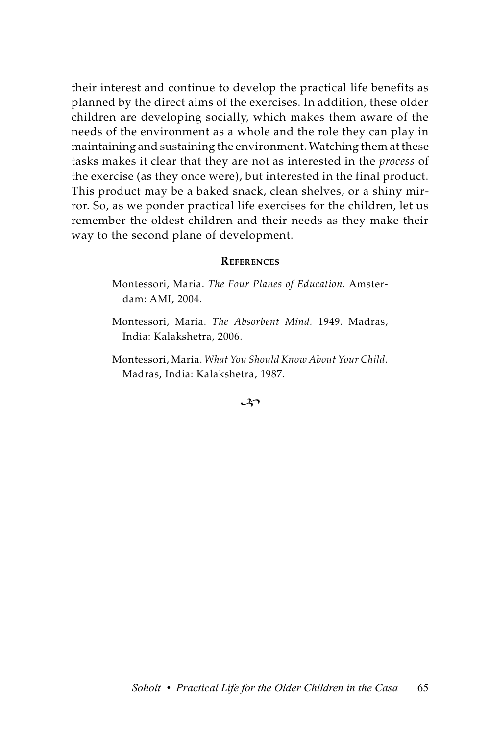their interest and continue to develop the practical life benefits as planned by the direct aims of the exercises. In addition, these older children are developing socially, which makes them aware of the needs of the environment as a whole and the role they can play in maintaining and sustaining the environment. Watching them at these tasks makes it clear that they are not as interested in the *process* of the exercise (as they once were), but interested in the final product. This product may be a baked snack, clean shelves, or a shiny mirror. So, as we ponder practical life exercises for the children, let us remember the oldest children and their needs as they make their way to the second plane of development.

## References

Montessori, Maria. *The Four Planes of Education.* Amsterdam: AMI, 2004.

Montessori, Maria. *The Absorbent Mind.* 1949. Madras, India: Kalakshetra, 2006.

Montessori, Maria. *What You Should Know About Your Child.* Madras, India: Kalakshetra, 1987.